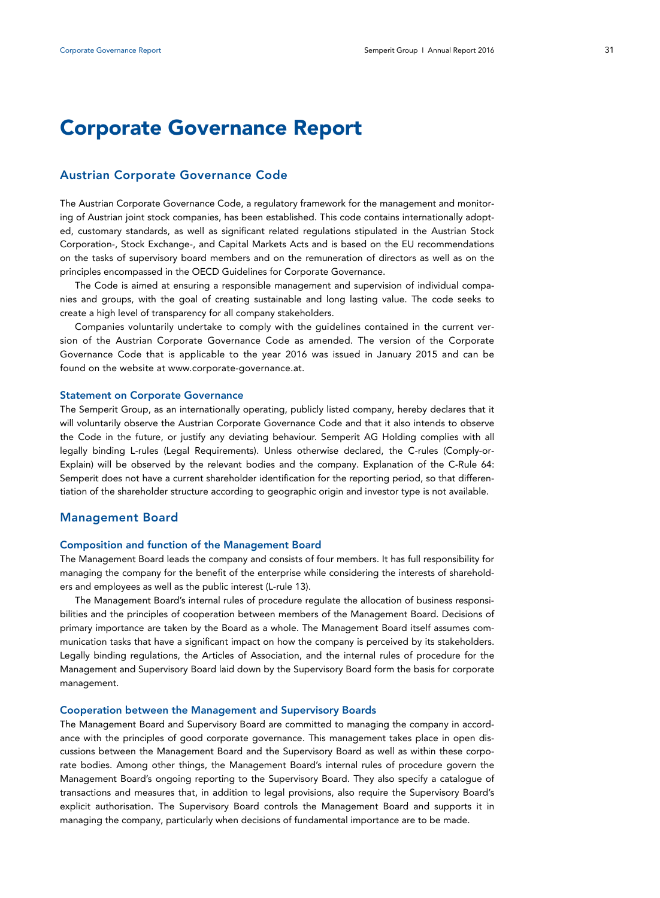# Corporate Governance Report

## Austrian Corporate Governance Code

The Austrian Corporate Governance Code, a regulatory framework for the management and monitoring of Austrian joint stock companies, has been established. This code contains internationally adopted, customary standards, as well as significant related regulations stipulated in the Austrian Stock Corporation-, Stock Exchange-, and Capital Markets Acts and is based on the EU recommendations on the tasks of supervisory board members and on the remuneration of directors as well as on the principles encompassed in the OECD Guidelines for Corporate Governance.

The Code is aimed at ensuring a responsible management and supervision of individual companies and groups, with the goal of creating sustainable and long lasting value. The code seeks to create a high level of transparency for all company stakeholders.

Companies voluntarily undertake to comply with the guidelines contained in the current version of the Austrian Corporate Governance Code as amended. The version of the Corporate Governance Code that is applicable to the year 2016 was issued in January 2015 and can be found on the website at www.corporate-governance.at.

### Statement on Corporate Governance

The Semperit Group, as an internationally operating, publicly listed company, hereby declares that it will voluntarily observe the Austrian Corporate Governance Code and that it also intends to observe the Code in the future, or justify any deviating behaviour. Semperit AG Holding complies with all legally binding L-rules (Legal Requirements). Unless otherwise declared, the C-rules (Comply-or-Explain) will be observed by the relevant bodies and the company. Explanation of the C-Rule 64: Semperit does not have a current shareholder identification for the reporting period, so that differentiation of the shareholder structure according to geographic origin and investor type is not available.

## Management Board

### Composition and function of the Management Board

The Management Board leads the company and consists of four members. It has full responsibility for managing the company for the benefit of the enterprise while considering the interests of shareholders and employees as well as the public interest (L-rule 13).

The Management Board's internal rules of procedure regulate the allocation of business responsibilities and the principles of cooperation between members of the Management Board. Decisions of primary importance are taken by the Board as a whole. The Management Board itself assumes communication tasks that have a significant impact on how the company is perceived by its stakeholders. Legally binding regulations, the Articles of Association, and the internal rules of procedure for the Management and Supervisory Board laid down by the Supervisory Board form the basis for corporate management.

### Cooperation between the Management and Supervisory Boards

The Management Board and Supervisory Board are committed to managing the company in accordance with the principles of good corporate governance. This management takes place in open discussions between the Management Board and the Supervisory Board as well as within these corporate bodies. Among other things, the Management Board's internal rules of procedure govern the Management Board's ongoing reporting to the Supervisory Board. They also specify a catalogue of transactions and measures that, in addition to legal provisions, also require the Supervisory Board's explicit authorisation. The Supervisory Board controls the Management Board and supports it in managing the company, particularly when decisions of fundamental importance are to be made.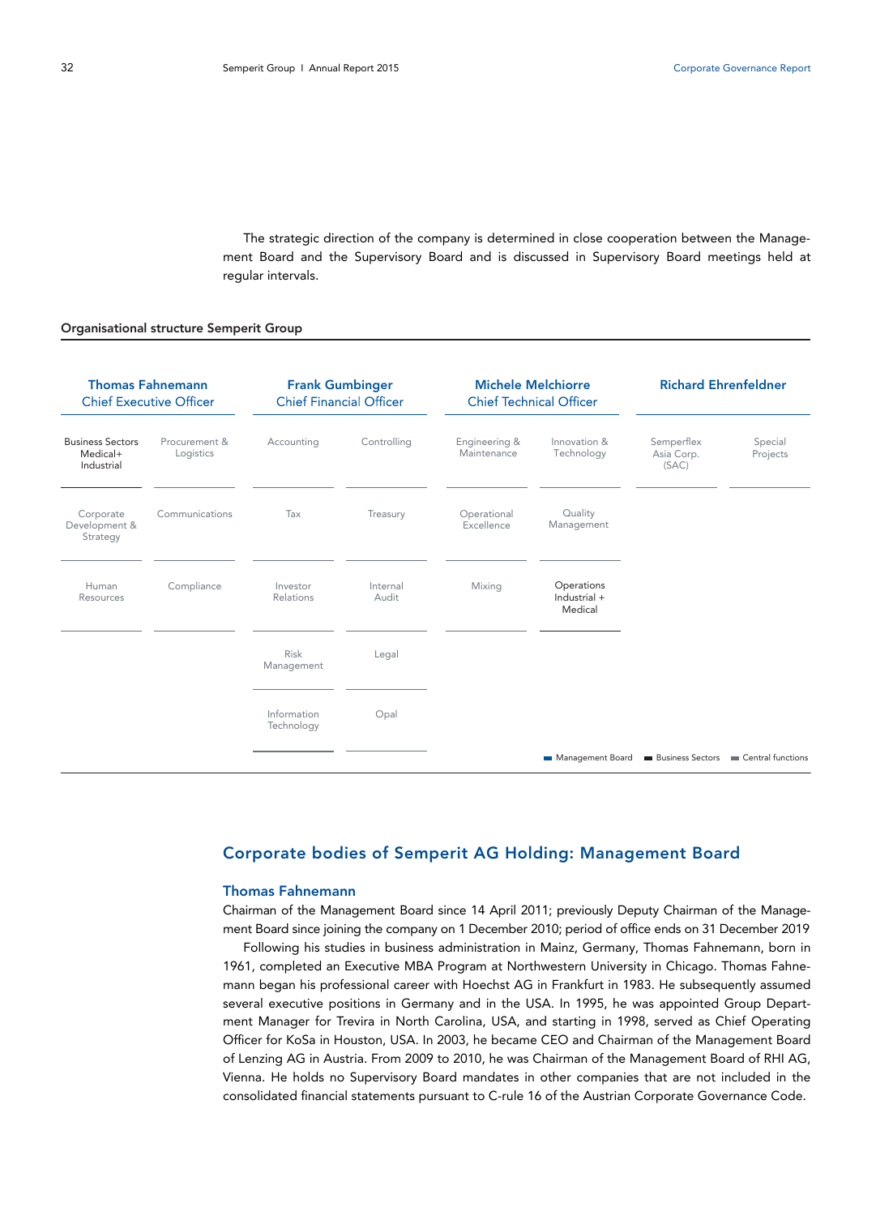The strategic direction of the company is determined in close cooperation between the Management Board and the Supervisory Board and is discussed in Supervisory Board meetings held at regular intervals.

**Organisational structure Semperit Group**

| Thomas Fahnemann<br>Chief Executive Officer | | Frank Gumbinger<br>Chief Financial Officer | | Michele Melchiorre<br>Chief Technical Officer | | Richard Ehrenfeldner | |
|---|---|---|---|---|---|---|---|
| Business Sectors Medical+ Industrial | Procurement & Logistics | Accounting | Controlling | Engineering & Maintenance | Innovation & Technology | Semperflex Asia Corp. (SAC) | Special Projects |
| Corporate Development & Strategy | Communications | Tax | Treasury | Operational Excellence | Quality Management | | |
| Human Resources | Compliance | Investor Relations | Internal Audit | Mixing | Operations Industrial + Medical | | |
| | | Risk Management | Legal | | | | |
| | | Information Technology | Opal | | | | |

Management Board ■ Business Sectors ■ Central functions

## Corporate bodies of Semperit AG Holding: Management Board

### Thomas Fahnemann

Chairman of the Management Board since 14 April 2011; previously Deputy Chairman of the Management Board since joining the company on 1 December 2010; period of office ends on 31 December 2019

Following his studies in business administration in Mainz, Germany, Thomas Fahnemann, born in 1961, completed an Executive MBA Program at Northwestern University in Chicago. Thomas Fahnemann began his professional career with Hoechst AG in Frankfurt in 1983. He subsequently assumed several executive positions in Germany and in the USA. In 1995, he was appointed Group Department Manager for Trevira in North Carolina, USA, and starting in 1998, served as Chief Operating Officer for KoSa in Houston, USA. In 2003, he became CEO and Chairman of the Management Board of Lenzing AG in Austria. From 2009 to 2010, he was Chairman of the Management Board of RHI AG, Vienna. He holds no Supervisory Board mandates in other companies that are not included in the consolidated financial statements pursuant to C-rule 16 of the Austrian Corporate Governance Code.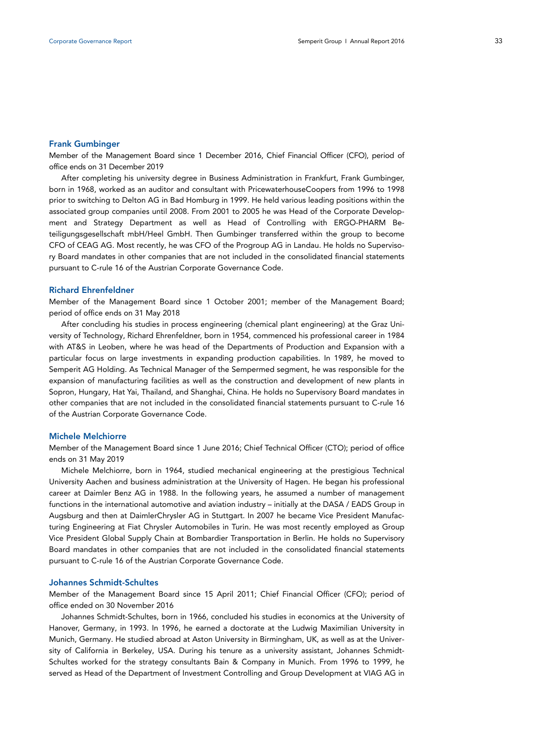### Frank Gumbinger

Member of the Management Board since 1 December 2016, Chief Financial Officer (CFO), period of office ends on 31 December 2019

After completing his university degree in Business Administration in Frankfurt, Frank Gumbinger, born in 1968, worked as an auditor and consultant with PricewaterhouseCoopers from 1996 to 1998 prior to switching to Delton AG in Bad Homburg in 1999. He held various leading positions within the associated group companies until 2008. From 2001 to 2005 he was Head of the Corporate Development and Strategy Department as well as Head of Controlling with ERGO-PHARM Beteiligungsgesellschaft mbH/Heel GmbH. Then Gumbinger transferred within the group to become CFO of CEAG AG. Most recently, he was CFO of the Progroup AG in Landau. He holds no Supervisory Board mandates in other companies that are not included in the consolidated financial statements pursuant to C-rule 16 of the Austrian Corporate Governance Code.

### Richard Ehrenfeldner

Member of the Management Board since 1 October 2001; member of the Management Board; period of office ends on 31 May 2018

After concluding his studies in process engineering (chemical plant engineering) at the Graz University of Technology, Richard Ehrenfeldner, born in 1954, commenced his professional career in 1984 with AT&S in Leoben, where he was head of the Departments of Production and Expansion with a particular focus on large investments in expanding production capabilities. In 1989, he moved to Semperit AG Holding. As Technical Manager of the Sempermed segment, he was responsible for the expansion of manufacturing facilities as well as the construction and development of new plants in Sopron, Hungary, Hat Yai, Thailand, and Shanghai, China. He holds no Supervisory Board mandates in other companies that are not included in the consolidated financial statements pursuant to C-rule 16 of the Austrian Corporate Governance Code.

### Michele Melchiorre

Member of the Management Board since 1 June 2016; Chief Technical Officer (CTO); period of office ends on 31 May 2019

Michele Melchiorre, born in 1964, studied mechanical engineering at the prestigious Technical University Aachen and business administration at the University of Hagen. He began his professional career at Daimler Benz AG in 1988. In the following years, he assumed a number of management functions in the international automotive and aviation industry – initially at the DASA / EADS Group in Augsburg and then at DaimlerChrysler AG in Stuttgart. In 2007 he became Vice President Manufacturing Engineering at Fiat Chrysler Automobiles in Turin. He was most recently employed as Group Vice President Global Supply Chain at Bombardier Transportation in Berlin. He holds no Supervisory Board mandates in other companies that are not included in the consolidated financial statements pursuant to C-rule 16 of the Austrian Corporate Governance Code.

### Johannes Schmidt-Schultes

Member of the Management Board since 15 April 2011; Chief Financial Officer (CFO); period of office ended on 30 November 2016

Johannes Schmidt-Schultes, born in 1966, concluded his studies in economics at the University of Hanover, Germany, in 1993. In 1996, he earned a doctorate at the Ludwig Maximilian University in Munich, Germany. He studied abroad at Aston University in Birmingham, UK, as well as at the University of California in Berkeley, USA. During his tenure as a university assistant, Johannes Schmidt-Schultes worked for the strategy consultants Bain & Company in Munich. From 1996 to 1999, he served as Head of the Department of Investment Controlling and Group Development at VIAG AG in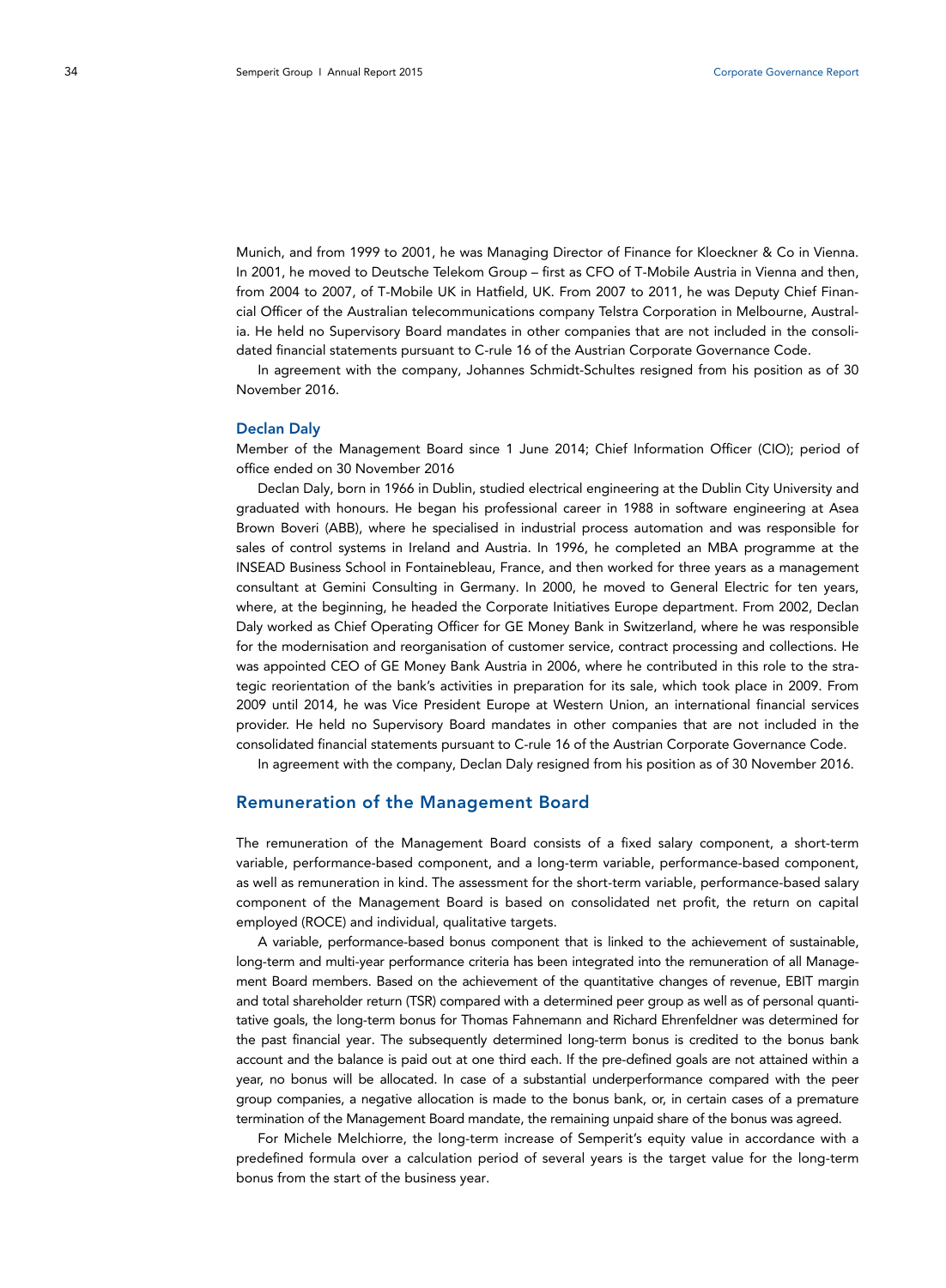Munich, and from 1999 to 2001, he was Managing Director of Finance for Kloeckner & Co in Vienna. In 2001, he moved to Deutsche Telekom Group – first as CFO of T-Mobile Austria in Vienna and then, from 2004 to 2007, of T-Mobile UK in Hatfield, UK. From 2007 to 2011, he was Deputy Chief Financial Officer of the Australian telecommunications company Telstra Corporation in Melbourne, Australia. He held no Supervisory Board mandates in other companies that are not included in the consolidated financial statements pursuant to C-rule 16 of the Austrian Corporate Governance Code.

In agreement with the company, Johannes Schmidt-Schultes resigned from his position as of 30 November 2016.

### Declan Daly

Member of the Management Board since 1 June 2014; Chief Information Officer (CIO); period of office ended on 30 November 2016

Declan Daly, born in 1966 in Dublin, studied electrical engineering at the Dublin City University and graduated with honours. He began his professional career in 1988 in software engineering at Asea Brown Boveri (ABB), where he specialised in industrial process automation and was responsible for sales of control systems in Ireland and Austria. In 1996, he completed an MBA programme at the INSEAD Business School in Fontainebleau, France, and then worked for three years as a management consultant at Gemini Consulting in Germany. In 2000, he moved to General Electric for ten years, where, at the beginning, he headed the Corporate Initiatives Europe department. From 2002, Declan Daly worked as Chief Operating Officer for GE Money Bank in Switzerland, where he was responsible for the modernisation and reorganisation of customer service, contract processing and collections. He was appointed CEO of GE Money Bank Austria in 2006, where he contributed in this role to the strategic reorientation of the bank's activities in preparation for its sale, which took place in 2009. From 2009 until 2014, he was Vice President Europe at Western Union, an international financial services provider. He held no Supervisory Board mandates in other companies that are not included in the consolidated financial statements pursuant to C-rule 16 of the Austrian Corporate Governance Code.

In agreement with the company, Declan Daly resigned from his position as of 30 November 2016.

## Remuneration of the Management Board

The remuneration of the Management Board consists of a fixed salary component, a short-term variable, performance-based component, and a long-term variable, performance-based component, as well as remuneration in kind. The assessment for the short-term variable, performance-based salary component of the Management Board is based on consolidated net profit, the return on capital employed (ROCE) and individual, qualitative targets.

A variable, performance-based bonus component that is linked to the achievement of sustainable, long-term and multi-year performance criteria has been integrated into the remuneration of all Management Board members. Based on the achievement of the quantitative changes of revenue, EBIT margin and total shareholder return (TSR) compared with a determined peer group as well as of personal quantitative goals, the long-term bonus for Thomas Fahnemann and Richard Ehrenfeldner was determined for the past financial year. The subsequently determined long-term bonus is credited to the bonus bank account and the balance is paid out at one third each. If the pre-defined goals are not attained within a year, no bonus will be allocated. In case of a substantial underperformance compared with the peer group companies, a negative allocation is made to the bonus bank, or, in certain cases of a premature termination of the Management Board mandate, the remaining unpaid share of the bonus was agreed.

For Michele Melchiorre, the long-term increase of Semperit's equity value in accordance with a predefined formula over a calculation period of several years is the target value for the long-term bonus from the start of the business year.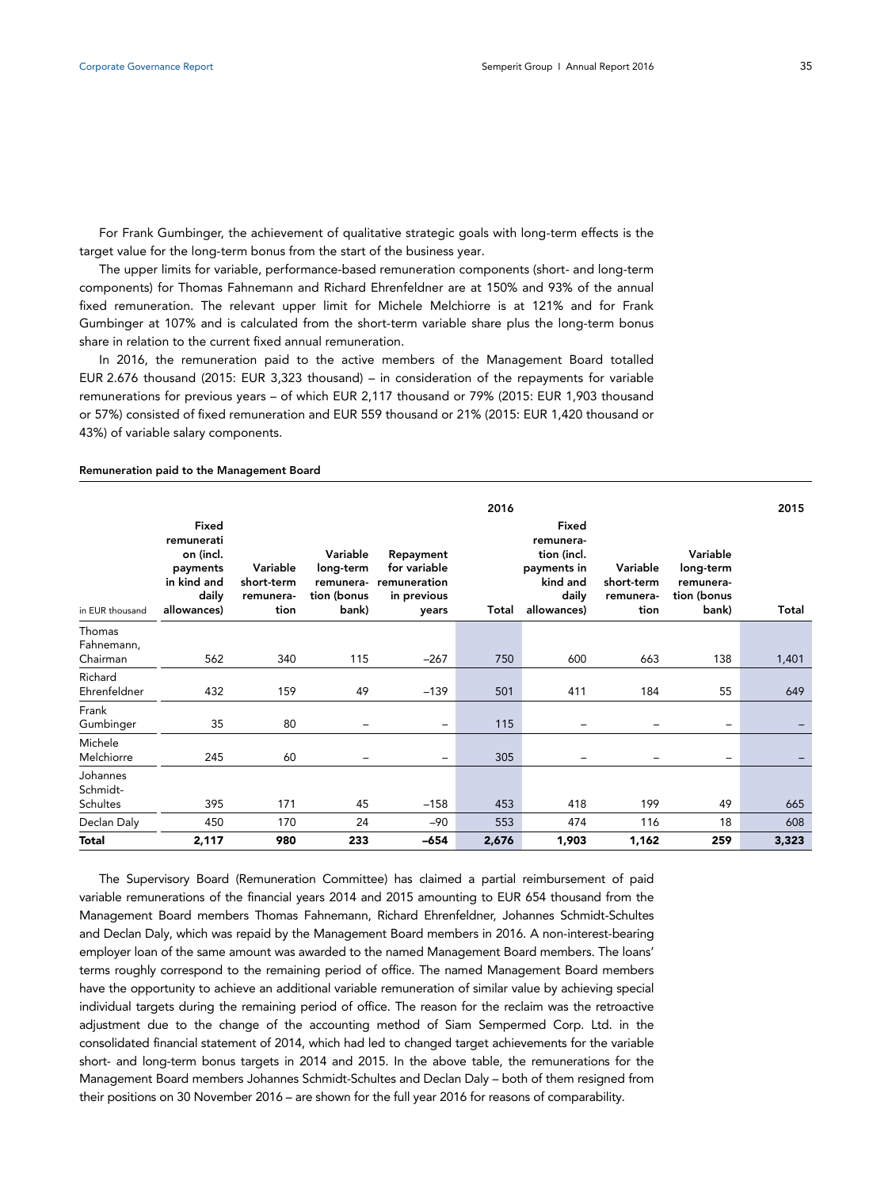For Frank Gumbinger, the achievement of qualitative strategic goals with long-term effects is the target value for the long-term bonus from the start of the business year.

The upper limits for variable, performance-based remuneration components (short- and long-term components) for Thomas Fahnemann and Richard Ehrenfeldner are at 150% and 93% of the annual fixed remuneration. The relevant upper limit for Michele Melchiorre is at 121% and for Frank Gumbinger at 107% and is calculated from the short-term variable share plus the long-term bonus share in relation to the current fixed annual remuneration.

In 2016, the remuneration paid to the active members of the Management Board totalled EUR 2.676 thousand (2015: EUR 3,323 thousand) – in consideration of the repayments for variable remunerations for previous years – of which EUR 2,117 thousand or 79% (2015: EUR 1,903 thousand or 57%) consisted of fixed remuneration and EUR 559 thousand or 21% (2015: EUR 1,420 thousand or 43%) of variable salary components.

**Remuneration paid to the Management Board**

| | | | | | 2016 | | | | 2015 |
|---|---|---|---|---|---|---|---|---|---|
| in EUR thousand | Fixed remunerati on (incl. payments in kind and daily allowances) | Variable short-term remunera-tion | Variable long-term remunera-tion (bonus bank) | Repayment for variable remuneration in previous years | Total | Fixed remunera-tion (incl. payments in kind and daily allowances) | Variable short-term remunera-tion | Variable long-term remunera-tion (bonus bank) | Total |
| Thomas Fahnemann, Chairman | 562 | 340 | 115 | –267 | 750 | 600 | 663 | 138 | 1,401 |
| Richard Ehrenfeldner | 432 | 159 | 49 | –139 | 501 | 411 | 184 | 55 | 649 |
| Frank Gumbinger | 35 | 80 | – | – | 115 | – | – | – | – |
| Michele Melchiorre | 245 | 60 | – | – | 305 | – | – | – | – |
| Johannes Schmidt-Schultes | 395 | 171 | 45 | –158 | 453 | 418 | 199 | 49 | 665 |
| Declan Daly | 450 | 170 | 24 | –90 | 553 | 474 | 116 | 18 | 608 |
| **Total** | **2,117** | **980** | **233** | **–654** | **2,676** | **1,903** | **1,162** | **259** | **3,323** |

The Supervisory Board (Remuneration Committee) has claimed a partial reimbursement of paid variable remunerations of the financial years 2014 and 2015 amounting to EUR 654 thousand from the Management Board members Thomas Fahnemann, Richard Ehrenfeldner, Johannes Schmidt-Schultes and Declan Daly, which was repaid by the Management Board members in 2016. A non-interest-bearing employer loan of the same amount was awarded to the named Management Board members. The loans' terms roughly correspond to the remaining period of office. The named Management Board members have the opportunity to achieve an additional variable remuneration of similar value by achieving special individual targets during the remaining period of office. The reason for the reclaim was the retroactive adjustment due to the change of the accounting method of Siam Sempermed Corp. Ltd. in the consolidated financial statement of 2014, which had led to changed target achievements for the variable short- and long-term bonus targets in 2014 and 2015. In the above table, the remunerations for the Management Board members Johannes Schmidt-Schultes and Declan Daly – both of them resigned from their positions on 30 November 2016 – are shown for the full year 2016 for reasons of comparability.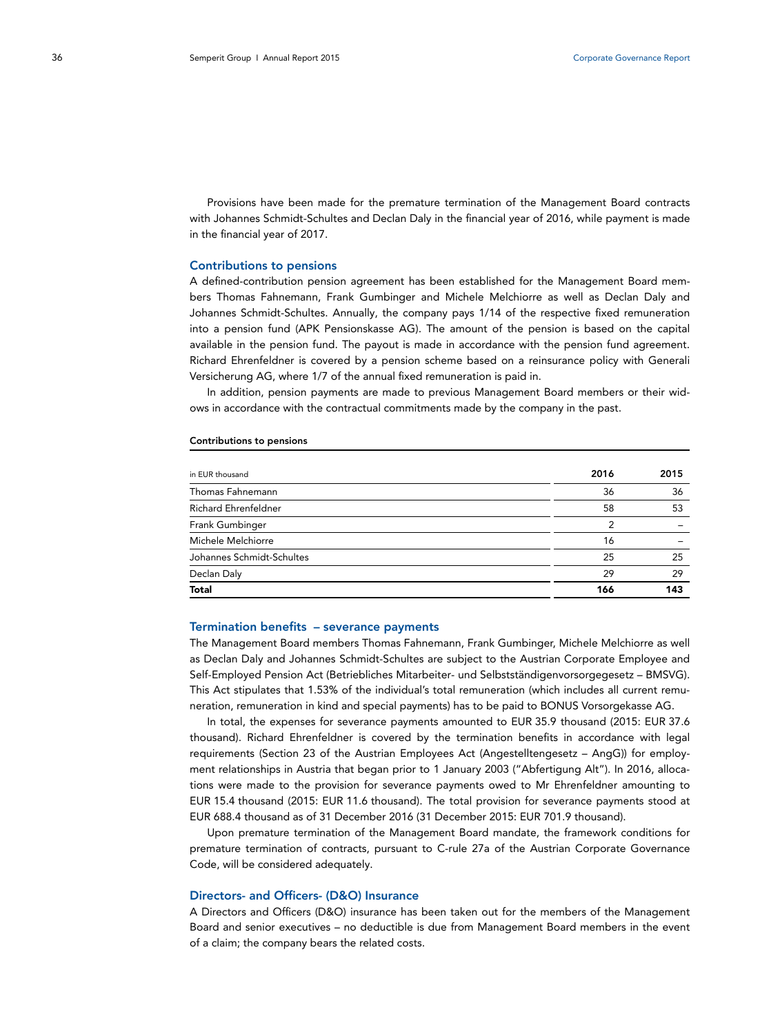Provisions have been made for the premature termination of the Management Board contracts with Johannes Schmidt-Schultes and Declan Daly in the financial year of 2016, while payment is made in the financial year of 2017.

### Contributions to pensions

A defined-contribution pension agreement has been established for the Management Board members Thomas Fahnemann, Frank Gumbinger and Michele Melchiorre as well as Declan Daly and Johannes Schmidt-Schultes. Annually, the company pays 1/14 of the respective fixed remuneration into a pension fund (APK Pensionskasse AG). The amount of the pension is based on the capital available in the pension fund. The payout is made in accordance with the pension fund agreement. Richard Ehrenfeldner is covered by a pension scheme based on a reinsurance policy with Generali Versicherung AG, where 1/7 of the annual fixed remuneration is paid in.

In addition, pension payments are made to previous Management Board members or their widows in accordance with the contractual commitments made by the company in the past.

**Contributions to pensions**

| in EUR thousand | 2016 | 2015 |
|---|---|---|
| Thomas Fahnemann | 36 | 36 |
| Richard Ehrenfeldner | 58 | 53 |
| Frank Gumbinger | 2 | – |
| Michele Melchiorre | 16 | – |
| Johannes Schmidt-Schultes | 25 | 25 |
| Declan Daly | 29 | 29 |
| **Total** | **166** | **143** |

### Termination benefits – severance payments

The Management Board members Thomas Fahnemann, Frank Gumbinger, Michele Melchiorre as well as Declan Daly and Johannes Schmidt-Schultes are subject to the Austrian Corporate Employee and Self-Employed Pension Act (Betriebliches Mitarbeiter- und Selbstständigenvorsorgegesetz – BMSVG). This Act stipulates that 1.53% of the individual's total remuneration (which includes all current remuneration, remuneration in kind and special payments) has to be paid to BONUS Vorsorgekasse AG.

In total, the expenses for severance payments amounted to EUR 35.9 thousand (2015: EUR 37.6 thousand). Richard Ehrenfeldner is covered by the termination benefits in accordance with legal requirements (Section 23 of the Austrian Employees Act (Angestelltengesetz – AngG)) for employment relationships in Austria that began prior to 1 January 2003 ("Abfertigung Alt"). In 2016, allocations were made to the provision for severance payments owed to Mr Ehrenfeldner amounting to EUR 15.4 thousand (2015: EUR 11.6 thousand). The total provision for severance payments stood at EUR 688.4 thousand as of 31 December 2016 (31 December 2015: EUR 701.9 thousand).

Upon premature termination of the Management Board mandate, the framework conditions for premature termination of contracts, pursuant to C-rule 27a of the Austrian Corporate Governance Code, will be considered adequately.

### Directors- and Officers- (D&O) Insurance

A Directors and Officers (D&O) insurance has been taken out for the members of the Management Board and senior executives – no deductible is due from Management Board members in the event of a claim; the company bears the related costs.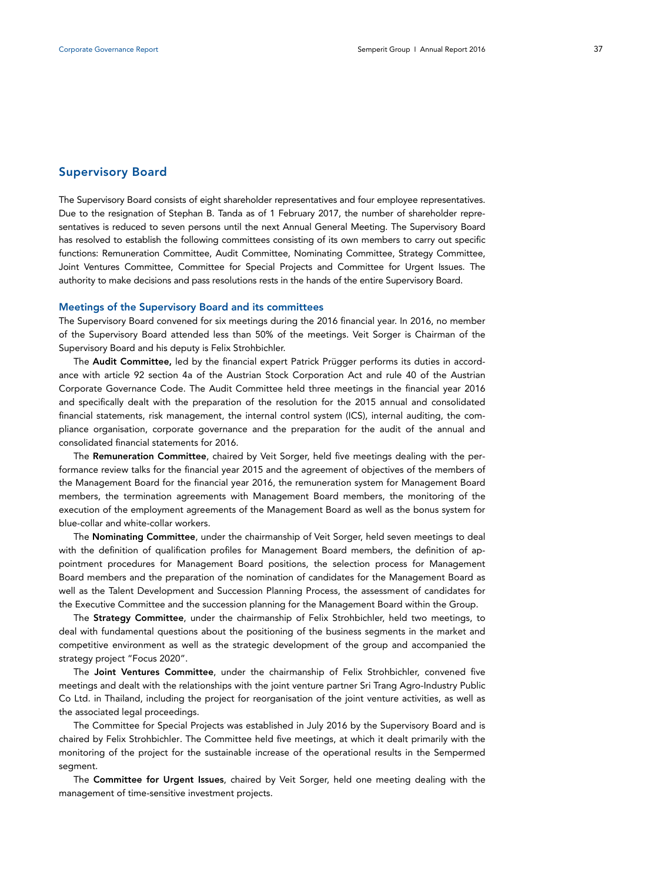## Supervisory Board

The Supervisory Board consists of eight shareholder representatives and four employee representatives. Due to the resignation of Stephan B. Tanda as of 1 February 2017, the number of shareholder representatives is reduced to seven persons until the next Annual General Meeting. The Supervisory Board has resolved to establish the following committees consisting of its own members to carry out specific functions: Remuneration Committee, Audit Committee, Nominating Committee, Strategy Committee, Joint Ventures Committee, Committee for Special Projects and Committee for Urgent Issues. The authority to make decisions and pass resolutions rests in the hands of the entire Supervisory Board.

### Meetings of the Supervisory Board and its committees

The Supervisory Board convened for six meetings during the 2016 financial year. In 2016, no member of the Supervisory Board attended less than 50% of the meetings. Veit Sorger is Chairman of the Supervisory Board and his deputy is Felix Strohbichler.

The **Audit Committee,** led by the financial expert Patrick Prügger performs its duties in accordance with article 92 section 4a of the Austrian Stock Corporation Act and rule 40 of the Austrian Corporate Governance Code. The Audit Committee held three meetings in the financial year 2016 and specifically dealt with the preparation of the resolution for the 2015 annual and consolidated financial statements, risk management, the internal control system (ICS), internal auditing, the compliance organisation, corporate governance and the preparation for the audit of the annual and consolidated financial statements for 2016.

The **Remuneration Committee**, chaired by Veit Sorger, held five meetings dealing with the performance review talks for the financial year 2015 and the agreement of objectives of the members of the Management Board for the financial year 2016, the remuneration system for Management Board members, the termination agreements with Management Board members, the monitoring of the execution of the employment agreements of the Management Board as well as the bonus system for blue-collar and white-collar workers.

The **Nominating Committee**, under the chairmanship of Veit Sorger, held seven meetings to deal with the definition of qualification profiles for Management Board members, the definition of appointment procedures for Management Board positions, the selection process for Management Board members and the preparation of the nomination of candidates for the Management Board as well as the Talent Development and Succession Planning Process, the assessment of candidates for the Executive Committee and the succession planning for the Management Board within the Group.

The **Strategy Committee**, under the chairmanship of Felix Strohbichler, held two meetings, to deal with fundamental questions about the positioning of the business segments in the market and competitive environment as well as the strategic development of the group and accompanied the strategy project "Focus 2020".

The **Joint Ventures Committee**, under the chairmanship of Felix Strohbichler, convened five meetings and dealt with the relationships with the joint venture partner Sri Trang Agro-Industry Public Co Ltd. in Thailand, including the project for reorganisation of the joint venture activities, as well as the associated legal proceedings.

The Committee for Special Projects was established in July 2016 by the Supervisory Board and is chaired by Felix Strohbichler. The Committee held five meetings, at which it dealt primarily with the monitoring of the project for the sustainable increase of the operational results in the Sempermed segment.

The **Committee for Urgent Issues**, chaired by Veit Sorger, held one meeting dealing with the management of time-sensitive investment projects.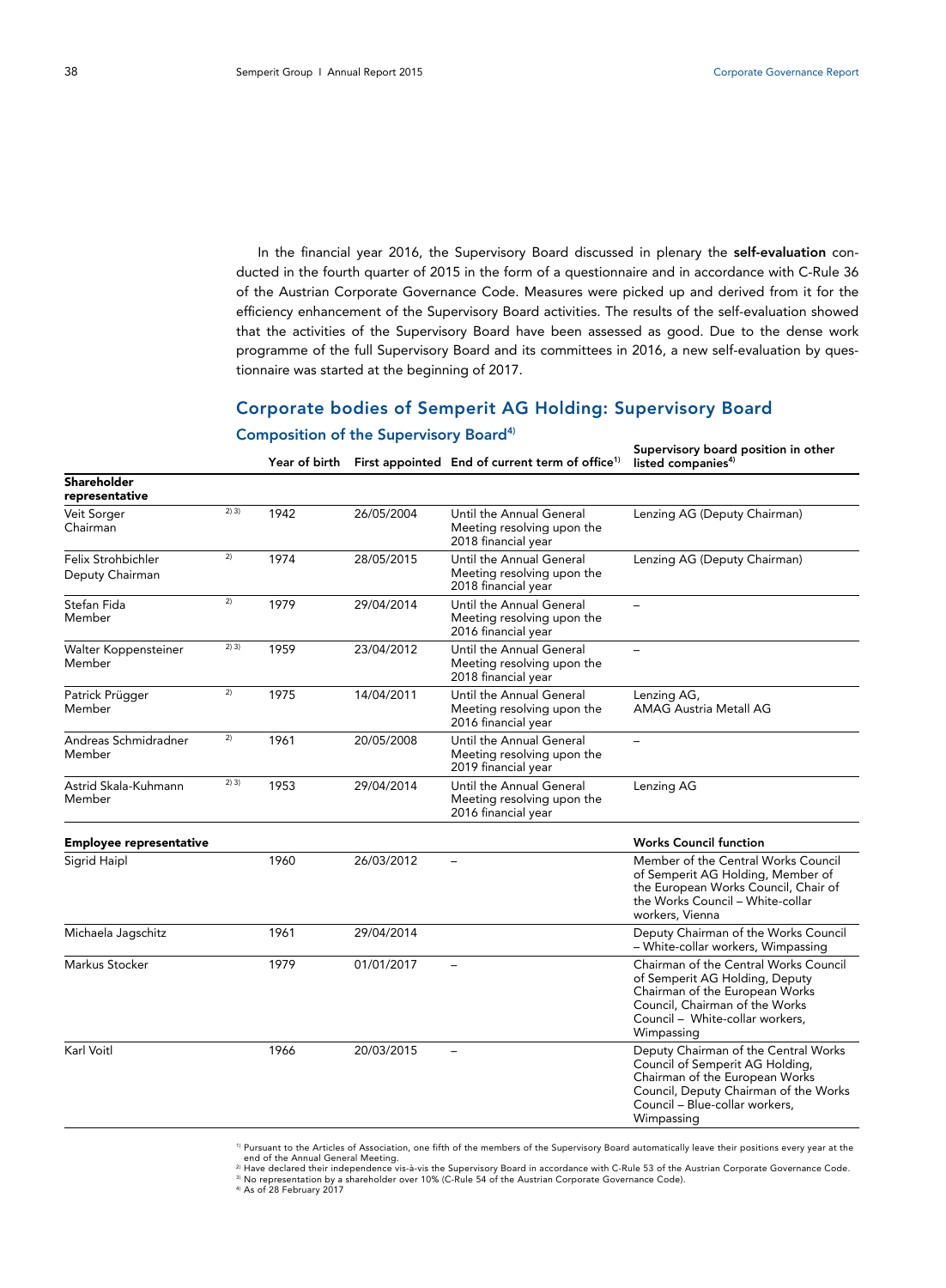In the financial year 2016, the Supervisory Board discussed in plenary the **self-evaluation** conducted in the fourth quarter of 2015 in the form of a questionnaire and in accordance with C-Rule 36 of the Austrian Corporate Governance Code. Measures were picked up and derived from it for the efficiency enhancement of the Supervisory Board activities. The results of the self-evaluation showed that the activities of the Supervisory Board have been assessed as good. Due to the dense work programme of the full Supervisory Board and its committees in 2016, a new self-evaluation by questionnaire was started at the beginning of 2017.

## Corporate bodies of Semperit AG Holding: Supervisory Board

### Composition of the Supervisory Board[4)]

| | | Year of birth | First appointed | End of current term of office[1)] | Supervisory board position in other listed companies[4)] |
|---|---|---|---|---|---|
| **Shareholder representative** | | | | | |
| Veit Sorger<br>Chairman | 2) 3) | 1942 | 26/05/2004 | Until the Annual General Meeting resolving upon the 2018 financial year | Lenzing AG (Deputy Chairman) |
| Felix Strohbichler<br>Deputy Chairman | 2) | 1974 | 28/05/2015 | Until the Annual General Meeting resolving upon the 2018 financial year | Lenzing AG (Deputy Chairman) |
| Stefan Fida<br>Member | 2) | 1979 | 29/04/2014 | Until the Annual General Meeting resolving upon the 2016 financial year | – |
| Walter Koppensteiner<br>Member | 2) 3) | 1959 | 23/04/2012 | Until the Annual General Meeting resolving upon the 2018 financial year | – |
| Patrick Prügger<br>Member | 2) | 1975 | 14/04/2011 | Until the Annual General Meeting resolving upon the 2016 financial year | Lenzing AG,<br>AMAG Austria Metall AG |
| Andreas Schmidradner<br>Member | 2) | 1961 | 20/05/2008 | Until the Annual General Meeting resolving upon the 2019 financial year | – |
| Astrid Skala-Kuhmann<br>Member | 2) 3) | 1953 | 29/04/2014 | Until the Annual General Meeting resolving upon the 2016 financial year | Lenzing AG |
| **Employee representative** | | | | | **Works Council function** |
| Sigrid Haipl | | 1960 | 26/03/2012 | – | Member of the Central Works Council of Semperit AG Holding, Member of the European Works Council, Chair of the Works Council – White-collar workers, Vienna |
| Michaela Jagschitz | | 1961 | 29/04/2014 | | Deputy Chairman of the Works Council – White-collar workers, Wimpassing |
| Markus Stocker | | 1979 | 01/01/2017 | – | Chairman of the Central Works Council of Semperit AG Holding, Deputy Chairman of the European Works Council, Chairman of the Works Council – White-collar workers, Wimpassing |
| Karl Voitl | | 1966 | 20/03/2015 | – | Deputy Chairman of the Central Works Council of Semperit AG Holding, Chairman of the European Works Council, Deputy Chairman of the Works Council – Blue-collar workers, Wimpassing |

1) Pursuant to the Articles of Association, one fifth of the members of the Supervisory Board automatically leave their positions every year at the end of the Annual General Meeting.
2) Have declared their independence vis-à-vis the Supervisory Board in accordance with C-Rule 53 of the Austrian Corporate Governance Code.
3) No representation by a shareholder over 10% (C-Rule 54 of the Austrian Corporate Governance Code).
4) As of 28 February 2017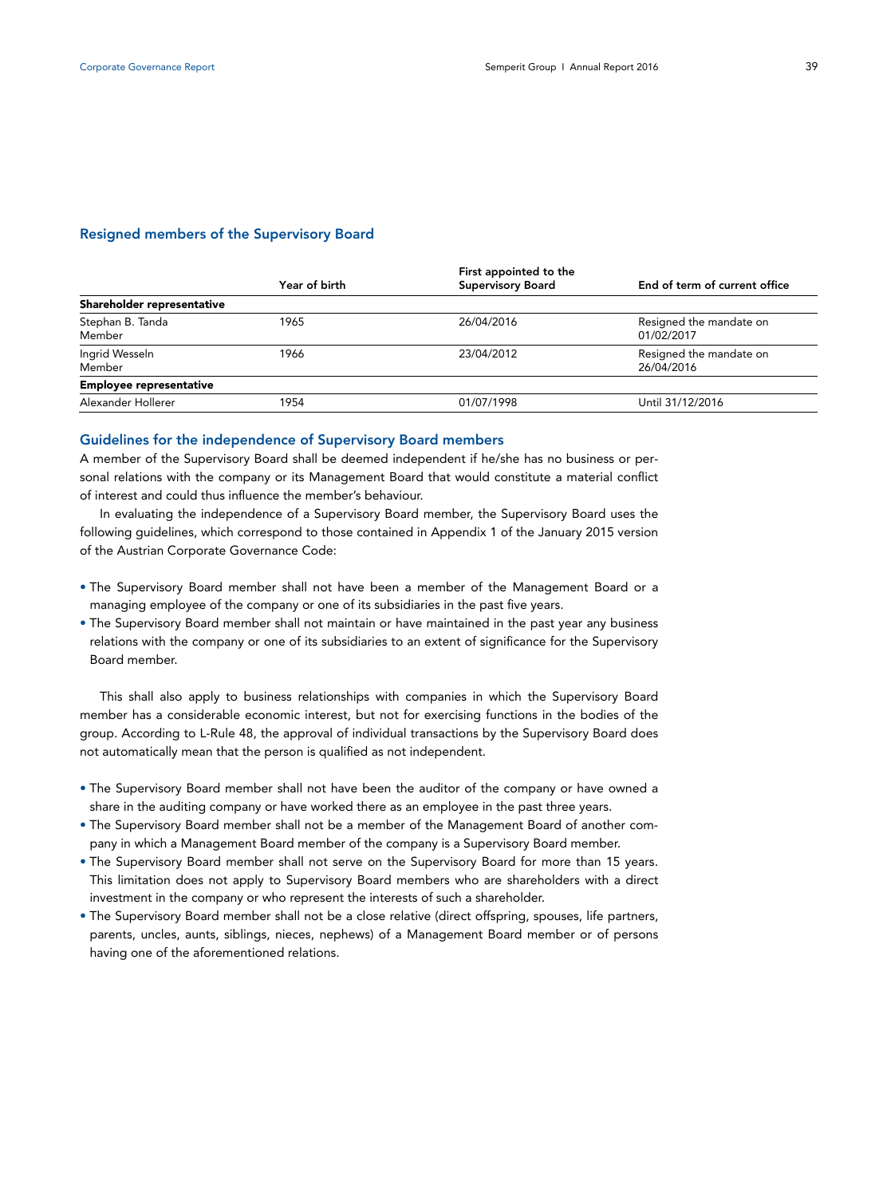## Resigned members of the Supervisory Board

| | Year of birth | First appointed to the Supervisory Board | End of term of current office |
|---|---|---|---|
| **Shareholder representative** | | | |
| Stephan B. Tanda<br>Member | 1965 | 26/04/2016 | Resigned the mandate on 01/02/2017 |
| Ingrid Wesseln<br>Member | 1966 | 23/04/2012 | Resigned the mandate on 26/04/2016 |
| **Employee representative** | | | |
| Alexander Hollerer | 1954 | 01/07/1998 | Until 31/12/2016 |

## Guidelines for the independence of Supervisory Board members

A member of the Supervisory Board shall be deemed independent if he/she has no business or personal relations with the company or its Management Board that would constitute a material conflict of interest and could thus influence the member's behaviour.

In evaluating the independence of a Supervisory Board member, the Supervisory Board uses the following guidelines, which correspond to those contained in Appendix 1 of the January 2015 version of the Austrian Corporate Governance Code:

- The Supervisory Board member shall not have been a member of the Management Board or a managing employee of the company or one of its subsidiaries in the past five years.
- The Supervisory Board member shall not maintain or have maintained in the past year any business relations with the company or one of its subsidiaries to an extent of significance for the Supervisory Board member.

This shall also apply to business relationships with companies in which the Supervisory Board member has a considerable economic interest, but not for exercising functions in the bodies of the group. According to L-Rule 48, the approval of individual transactions by the Supervisory Board does not automatically mean that the person is qualified as not independent.

- The Supervisory Board member shall not have been the auditor of the company or have owned a share in the auditing company or have worked there as an employee in the past three years.
- The Supervisory Board member shall not be a member of the Management Board of another company in which a Management Board member of the company is a Supervisory Board member.
- The Supervisory Board member shall not serve on the Supervisory Board for more than 15 years. This limitation does not apply to Supervisory Board members who are shareholders with a direct investment in the company or who represent the interests of such a shareholder.
- The Supervisory Board member shall not be a close relative (direct offspring, spouses, life partners, parents, uncles, aunts, siblings, nieces, nephews) of a Management Board member or of persons having one of the aforementioned relations.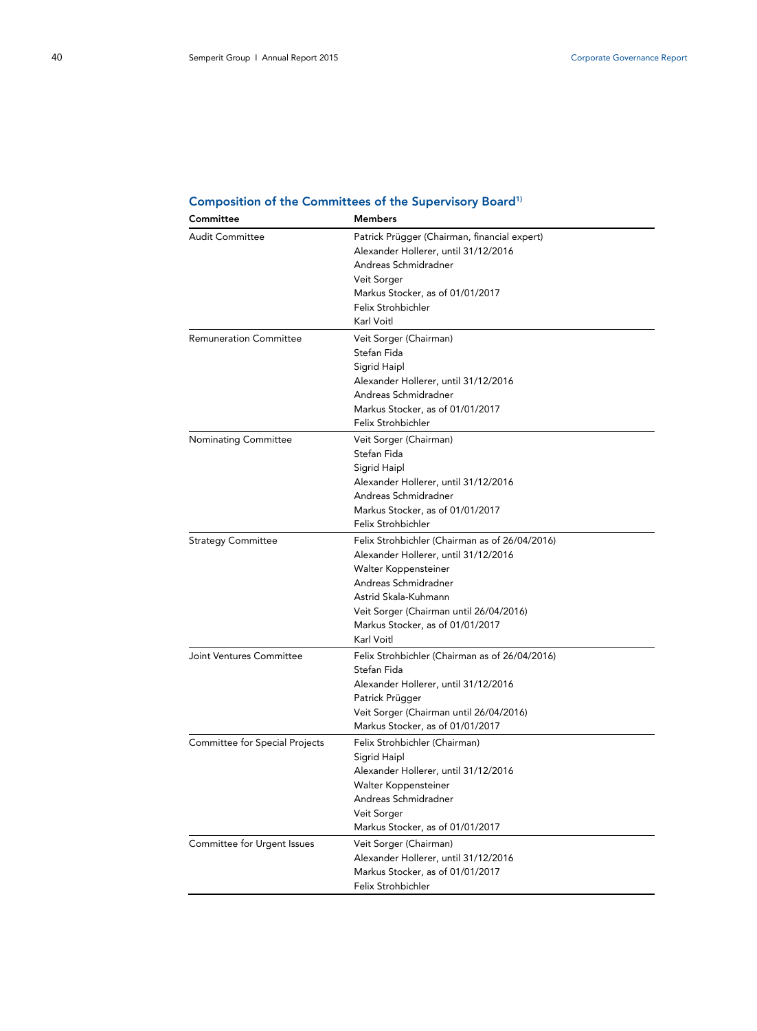## Composition of the Committees of the Supervisory Board[1)]

| Committee | Members |
|---|---|
| Audit Committee | Patrick Prügger (Chairman, financial expert)<br>Alexander Hollerer, until 31/12/2016<br>Andreas Schmidradner<br>Veit Sorger<br>Markus Stocker, as of 01/01/2017<br>Felix Strohbichler<br>Karl Voitl |
| Remuneration Committee | Veit Sorger (Chairman)<br>Stefan Fida<br>Sigrid Haipl<br>Alexander Hollerer, until 31/12/2016<br>Andreas Schmidradner<br>Markus Stocker, as of 01/01/2017<br>Felix Strohbichler |
| Nominating Committee | Veit Sorger (Chairman)<br>Stefan Fida<br>Sigrid Haipl<br>Alexander Hollerer, until 31/12/2016<br>Andreas Schmidradner<br>Markus Stocker, as of 01/01/2017<br>Felix Strohbichler |
| Strategy Committee | Felix Strohbichler (Chairman as of 26/04/2016)<br>Alexander Hollerer, until 31/12/2016<br>Walter Koppensteiner<br>Andreas Schmidradner<br>Astrid Skala-Kuhmann<br>Veit Sorger (Chairman until 26/04/2016)<br>Markus Stocker, as of 01/01/2017<br>Karl Voitl |
| Joint Ventures Committee | Felix Strohbichler (Chairman as of 26/04/2016)<br>Stefan Fida<br>Alexander Hollerer, until 31/12/2016<br>Patrick Prügger<br>Veit Sorger (Chairman until 26/04/2016)<br>Markus Stocker, as of 01/01/2017 |
| Committee for Special Projects | Felix Strohbichler (Chairman)<br>Sigrid Haipl<br>Alexander Hollerer, until 31/12/2016<br>Walter Koppensteiner<br>Andreas Schmidradner<br>Veit Sorger<br>Markus Stocker, as of 01/01/2017 |
| Committee for Urgent Issues | Veit Sorger (Chairman)<br>Alexander Hollerer, until 31/12/2016<br>Markus Stocker, as of 01/01/2017<br>Felix Strohbichler |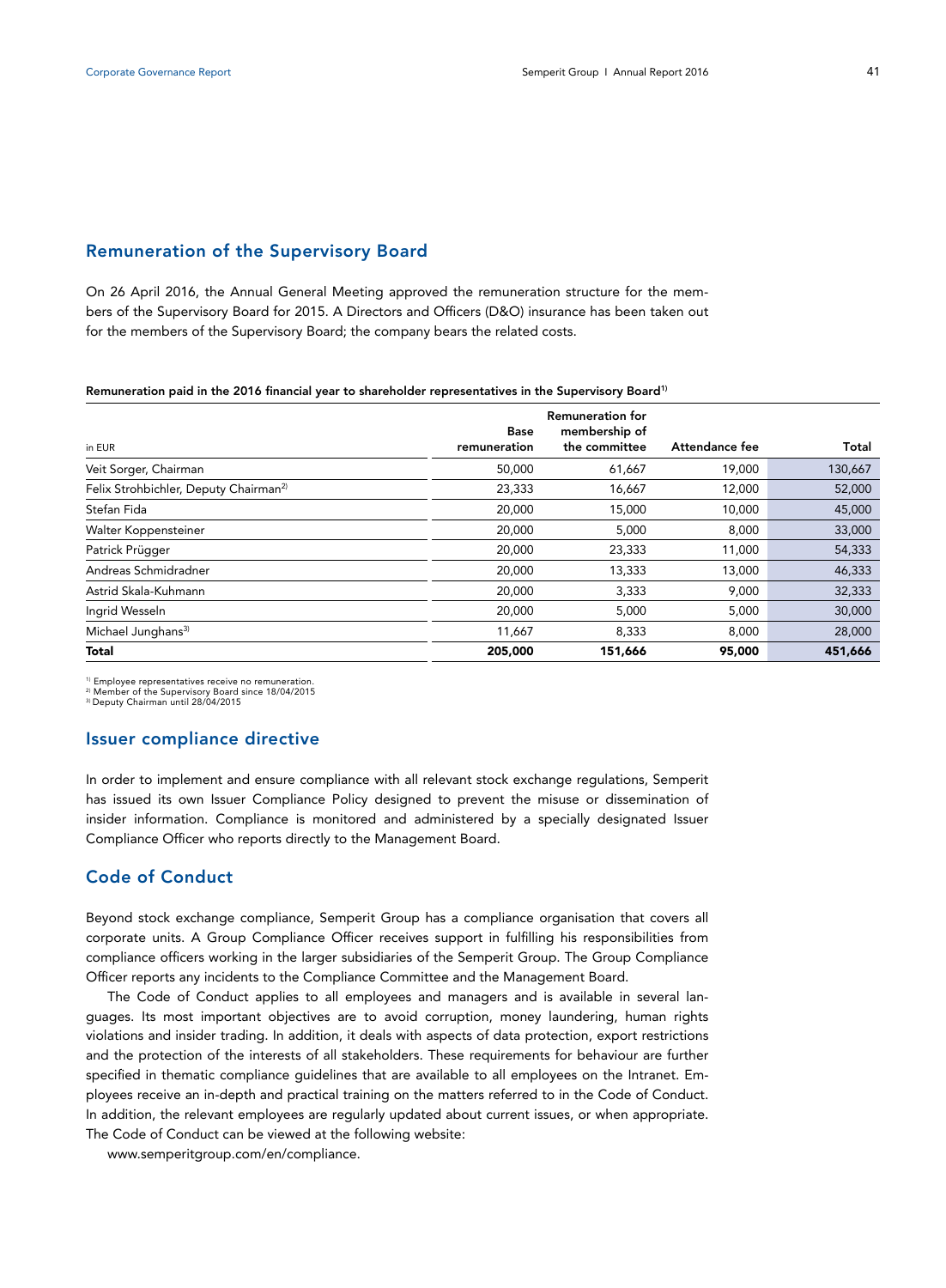## Remuneration of the Supervisory Board

On 26 April 2016, the Annual General Meeting approved the remuneration structure for the members of the Supervisory Board for 2015. A Directors and Officers (D&O) insurance has been taken out for the members of the Supervisory Board; the company bears the related costs.

**Remuneration paid in the 2016 financial year to shareholder representatives in the Supervisory Board[1)]**

| in EUR | Base remuneration | Remuneration for membership of the committee | Attendance fee | Total |
|---|---|---|---|---|
| Veit Sorger, Chairman | 50,000 | 61,667 | 19,000 | 130,667 |
| Felix Strohbichler, Deputy Chairman[2)] | 23,333 | 16,667 | 12,000 | 52,000 |
| Stefan Fida | 20,000 | 15,000 | 10,000 | 45,000 |
| Walter Koppensteiner | 20,000 | 5,000 | 8,000 | 33,000 |
| Patrick Prügger | 20,000 | 23,333 | 11,000 | 54,333 |
| Andreas Schmidradner | 20,000 | 13,333 | 13,000 | 46,333 |
| Astrid Skala-Kuhmann | 20,000 | 3,333 | 9,000 | 32,333 |
| Ingrid Wesseln | 20,000 | 5,000 | 5,000 | 30,000 |
| Michael Junghans[3)] | 11,667 | 8,333 | 8,000 | 28,000 |
| **Total** | **205,000** | **151,666** | **95,000** | **451,666** |

[1)] Employee representatives receive no remuneration.
[2)] Member of the Supervisory Board since 18/04/2015
[3)] Deputy Chairman until 28/04/2015

## Issuer compliance directive

In order to implement and ensure compliance with all relevant stock exchange regulations, Semperit has issued its own Issuer Compliance Policy designed to prevent the misuse or dissemination of insider information. Compliance is monitored and administered by a specially designated Issuer Compliance Officer who reports directly to the Management Board.

## Code of Conduct

Beyond stock exchange compliance, Semperit Group has a compliance organisation that covers all corporate units. A Group Compliance Officer receives support in fulfilling his responsibilities from compliance officers working in the larger subsidiaries of the Semperit Group. The Group Compliance Officer reports any incidents to the Compliance Committee and the Management Board.

The Code of Conduct applies to all employees and managers and is available in several languages. Its most important objectives are to avoid corruption, money laundering, human rights violations and insider trading. In addition, it deals with aspects of data protection, export restrictions and the protection of the interests of all stakeholders. These requirements for behaviour are further specified in thematic compliance guidelines that are available to all employees on the Intranet. Employees receive an in-depth and practical training on the matters referred to in the Code of Conduct. In addition, the relevant employees are regularly updated about current issues, or when appropriate. The Code of Conduct can be viewed at the following website:

www.semperitgroup.com/en/compliance.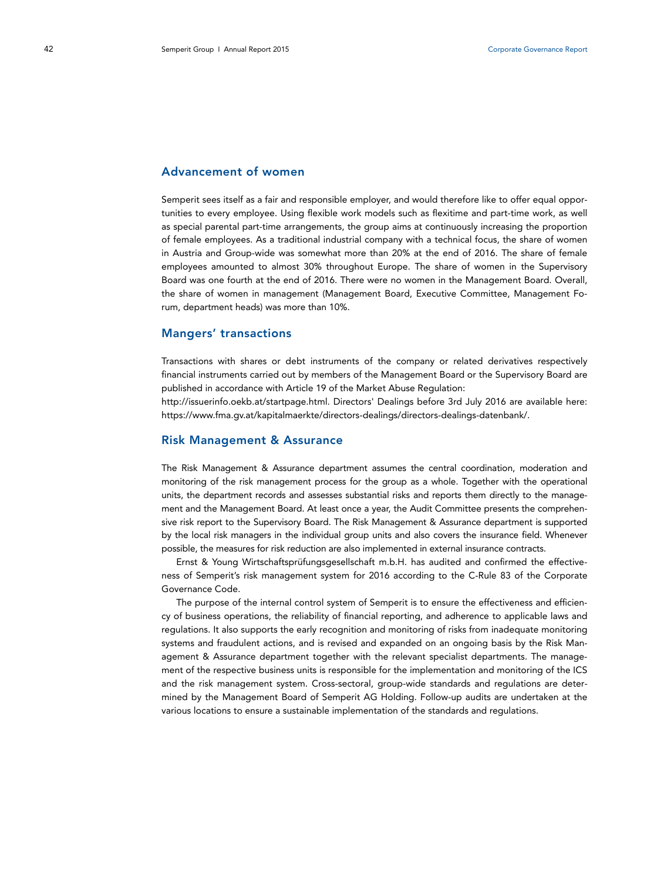## Advancement of women

Semperit sees itself as a fair and responsible employer, and would therefore like to offer equal opportunities to every employee. Using flexible work models such as flexitime and part-time work, as well as special parental part-time arrangements, the group aims at continuously increasing the proportion of female employees. As a traditional industrial company with a technical focus, the share of women in Austria and Group-wide was somewhat more than 20% at the end of 2016. The share of female employees amounted to almost 30% throughout Europe. The share of women in the Supervisory Board was one fourth at the end of 2016. There were no women in the Management Board. Overall, the share of women in management (Management Board, Executive Committee, Management Forum, department heads) was more than 10%.

## Mangers' transactions

Transactions with shares or debt instruments of the company or related derivatives respectively financial instruments carried out by members of the Management Board or the Supervisory Board are published in accordance with Article 19 of the Market Abuse Regulation:
http://issuerinfo.oekb.at/startpage.html. Directors' Dealings before 3rd July 2016 are available here: https://www.fma.gv.at/kapitalmaerkte/directors-dealings/directors-dealings-datenbank/.

## Risk Management & Assurance

The Risk Management & Assurance department assumes the central coordination, moderation and monitoring of the risk management process for the group as a whole. Together with the operational units, the department records and assesses substantial risks and reports them directly to the management and the Management Board. At least once a year, the Audit Committee presents the comprehensive risk report to the Supervisory Board. The Risk Management & Assurance department is supported by the local risk managers in the individual group units and also covers the insurance field. Whenever possible, the measures for risk reduction are also implemented in external insurance contracts.

Ernst & Young Wirtschaftsprüfungsgesellschaft m.b.H. has audited and confirmed the effectiveness of Semperit's risk management system for 2016 according to the C-Rule 83 of the Corporate Governance Code.

The purpose of the internal control system of Semperit is to ensure the effectiveness and efficiency of business operations, the reliability of financial reporting, and adherence to applicable laws and regulations. It also supports the early recognition and monitoring of risks from inadequate monitoring systems and fraudulent actions, and is revised and expanded on an ongoing basis by the Risk Management & Assurance department together with the relevant specialist departments. The management of the respective business units is responsible for the implementation and monitoring of the ICS and the risk management system. Cross-sectoral, group-wide standards and regulations are determined by the Management Board of Semperit AG Holding. Follow-up audits are undertaken at the various locations to ensure a sustainable implementation of the standards and regulations.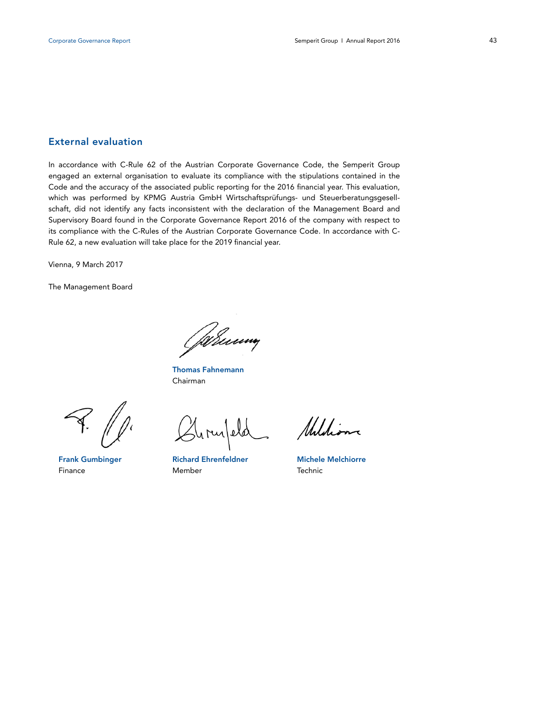## External evaluation

In accordance with C-Rule 62 of the Austrian Corporate Governance Code, the Semperit Group engaged an external organisation to evaluate its compliance with the stipulations contained in the Code and the accuracy of the associated public reporting for the 2016 financial year. This evaluation, which was performed by KPMG Austria GmbH Wirtschaftsprüfungs- und Steuerberatungsgesellschaft, did not identify any facts inconsistent with the declaration of the Management Board and Supervisory Board found in the Corporate Governance Report 2016 of the company with respect to its compliance with the C-Rules of the Austrian Corporate Governance Code. In accordance with C-Rule 62, a new evaluation will take place for the 2019 financial year.

Vienna, 9 March 2017

The Management Board

**Thomas Fahnemann**
Chairman

**Frank Gumbinger**
Finance

**Richard Ehrenfeldner**
Member

**Michele Melchiorre**
Technic